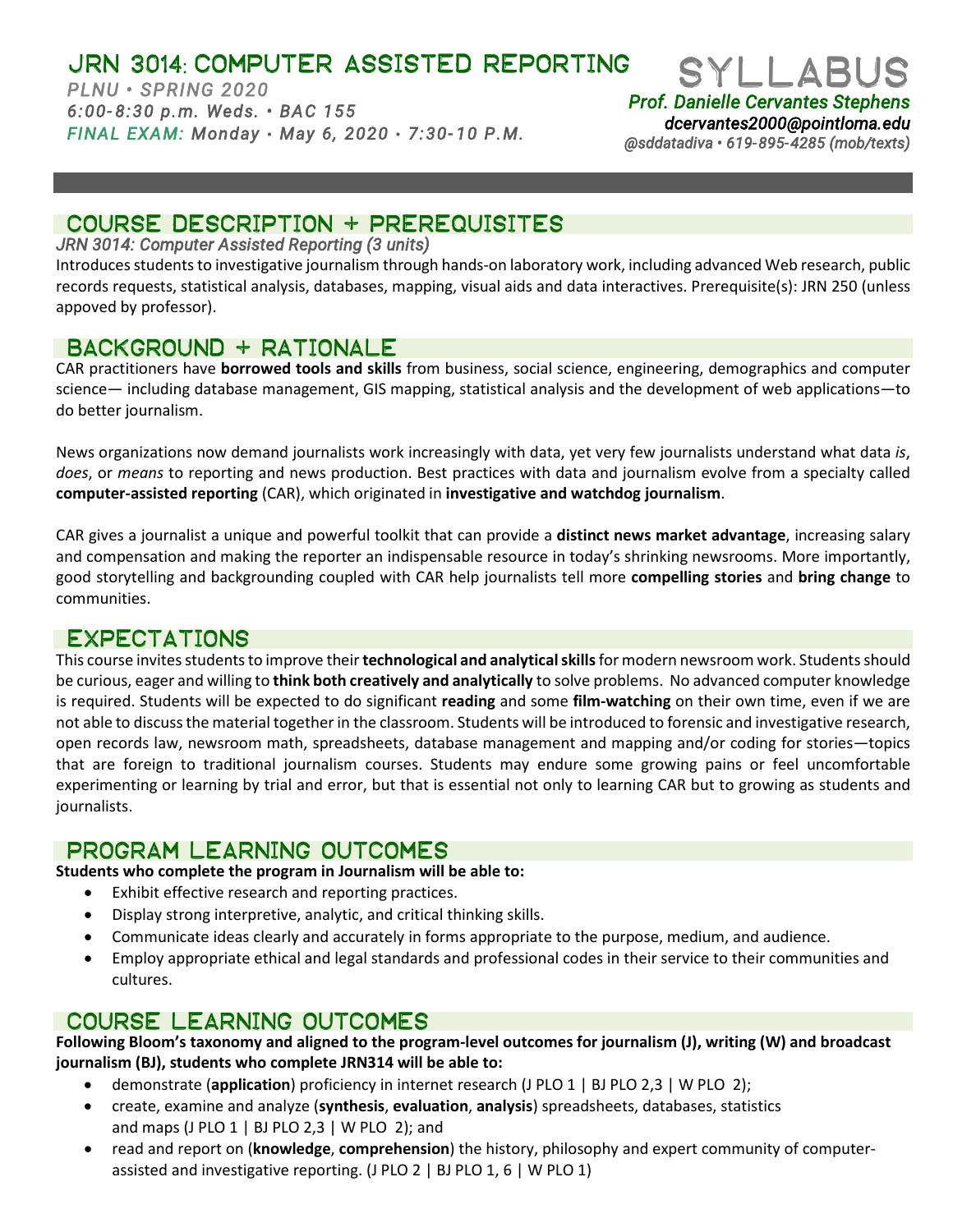# JRN 3014: COMPUTER ASSISTED REPORTING

# SYLLABUS

*PLNU • SPRING 2020*
*6:00-8:30 p.m. Weds. • BAC 155*
*FINAL EXAM: Monday • May 6, 2020 • 7:30-10 P.M.*

***Prof. Danielle Cervantes Stephens***
***dcervantes2000@pointloma.edu***
*@sddatadiva • 619-895-4285 (mob/texts)*

## COURSE DESCRIPTION + PREREQUISITES

*JRN 3014: Computer Assisted Reporting (3 units)*

Introduces students to investigative journalism through hands-on laboratory work, including advanced Web research, public records requests, statistical analysis, databases, mapping, visual aids and data interactives. Prerequisite(s): JRN 250 (unless appoved by professor).

## BACKGROUND + RATIONALE

CAR practitioners have **borrowed tools and skills** from business, social science, engineering, demographics and computer science— including database management, GIS mapping, statistical analysis and the development of web applications—to do better journalism.

News organizations now demand journalists work increasingly with data, yet very few journalists understand what data *is*, *does*, or *means* to reporting and news production. Best practices with data and journalism evolve from a specialty called **computer-assisted reporting** (CAR), which originated in **investigative and watchdog journalism**.

CAR gives a journalist a unique and powerful toolkit that can provide a **distinct news market advantage**, increasing salary and compensation and making the reporter an indispensable resource in today's shrinking newsrooms. More importantly, good storytelling and backgrounding coupled with CAR help journalists tell more **compelling stories** and **bring change** to communities.

## EXPECTATIONS

This course invites students to improve their **technological and analytical skills** for modern newsroom work. Students should be curious, eager and willing to **think both creatively and analytically** to solve problems. No advanced computer knowledge is required. Students will be expected to do significant **reading** and some **film-watching** on their own time, even if we are not able to discuss the material together in the classroom. Students will be introduced to forensic and investigative research, open records law, newsroom math, spreadsheets, database management and mapping and/or coding for stories—topics that are foreign to traditional journalism courses. Students may endure some growing pains or feel uncomfortable experimenting or learning by trial and error, but that is essential not only to learning CAR but to growing as students and journalists.

## PROGRAM LEARNING OUTCOMES

**Students who complete the program in Journalism will be able to:**

- Exhibit effective research and reporting practices.
- Display strong interpretive, analytic, and critical thinking skills.
- Communicate ideas clearly and accurately in forms appropriate to the purpose, medium, and audience.
- Employ appropriate ethical and legal standards and professional codes in their service to their communities and cultures.

## COURSE LEARNING OUTCOMES

**Following Bloom's taxonomy and aligned to the program-level outcomes for journalism (J), writing (W) and broadcast journalism (BJ), students who complete JRN314 will be able to:**

- demonstrate (**application**) proficiency in internet research (J PLO 1 | BJ PLO 2,3 | W PLO 2);
- create, examine and analyze (**synthesis**, **evaluation**, **analysis**) spreadsheets, databases, statistics and maps (J PLO 1 | BJ PLO 2,3 | W PLO 2); and
- read and report on (**knowledge**, **comprehension**) the history, philosophy and expert community of computer-assisted and investigative reporting. (J PLO 2 | BJ PLO 1, 6 | W PLO 1)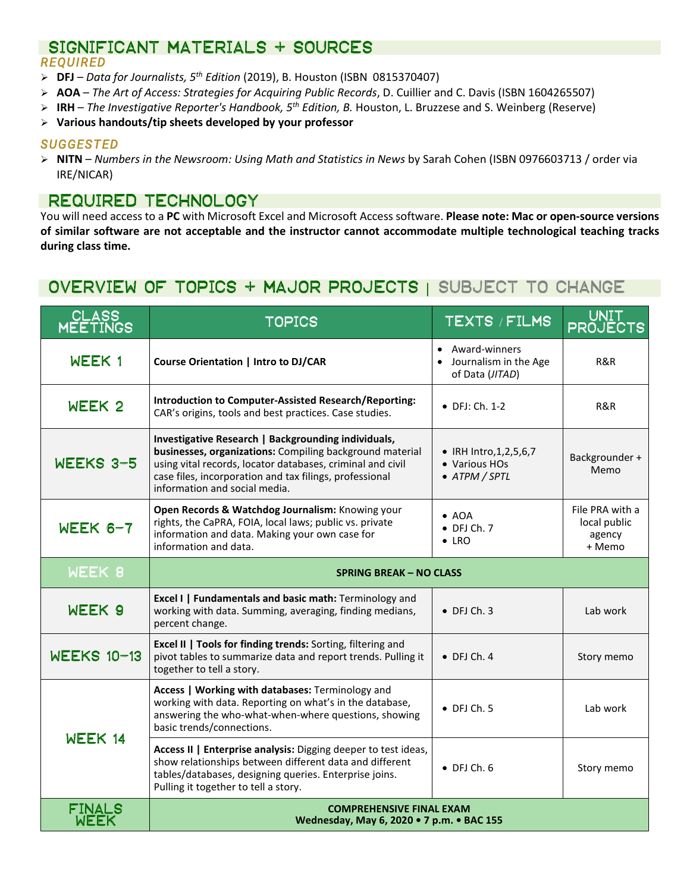## SIGNIFICANT MATERIALS + SOURCES

### *REQUIRED*

- **DFJ** – *Data for Journalists, 5th Edition* (2019), B. Houston (ISBN 0815370407)
- **AOA** – *The Art of Access: Strategies for Acquiring Public Records*, D. Cuillier and C. Davis (ISBN 1604265507)
- **IRH** – *The Investigative Reporter's Handbook, 5th Edition, B.* Houston, L. Bruzzese and S. Weinberg (Reserve)
- **Various handouts/tip sheets developed by your professor**

### *SUGGESTED*

- **NITN** – *Numbers in the Newsroom: Using Math and Statistics in News* by Sarah Cohen (ISBN 0976603713 / order via IRE/NICAR)

## REQUIRED TECHNOLOGY

You will need access to a **PC** with Microsoft Excel and Microsoft Access software. **Please note: Mac or open-source versions of similar software are not acceptable and the instructor cannot accommodate multiple technological teaching tracks during class time.**

## OVERVIEW OF TOPICS + MAJOR PROJECTS | SUBJECT TO CHANGE

| CLASS MEETINGS | TOPICS | TEXTS / FILMS | UNIT PROJECTS |
|---|---|---|---|
| WEEK 1 | **Course Orientation \| Intro to DJ/CAR** | • Award-winners<br>• Journalism in the Age of Data (*JITAD*) | R&R |
| WEEK 2 | **Introduction to Computer-Assisted Research/Reporting:** CAR's origins, tools and best practices. Case studies. | • DFJ: Ch. 1-2 | R&R |
| WEEKS 3–5 | **Investigative Research \| Backgrounding individuals, businesses, organizations:** Compiling background material using vital records, locator databases, criminal and civil case files, incorporation and tax filings, professional information and social media. | • IRH Intro,1,2,5,6,7<br>• Various HOs<br>• *ATPM / SPTL* | Backgrounder + Memo |
| WEEK 6–7 | **Open Records & Watchdog Journalism:** Knowing your rights, the CaPRA, FOIA, local laws; public vs. private information and data. Making your own case for information and data. | • AOA<br>• DFJ Ch. 7<br>• LRO | File PRA with a local public agency + Memo |
| WEEK 8 | **SPRING BREAK – NO CLASS** | | |
| WEEK 9 | **Excel I \| Fundamentals and basic math:** Terminology and working with data. Summing, averaging, finding medians, percent change. | • DFJ Ch. 3 | Lab work |
| WEEKS 10–13 | **Excel II \| Tools for finding trends:** Sorting, filtering and pivot tables to summarize data and report trends. Pulling it together to tell a story. | • DFJ Ch. 4 | Story memo |
| WEEK 14 | **Access \| Working with databases:** Terminology and working with data. Reporting on what's in the database, answering the who-what-when-where questions, showing basic trends/connections. | • DFJ Ch. 5 | Lab work |
| | **Access II \| Enterprise analysis:** Digging deeper to test ideas, show relationships between different data and different tables/databases, designing queries. Enterprise joins. Pulling it together to tell a story. | • DFJ Ch. 6 | Story memo |
| FINALS WEEK | **COMPREHENSIVE FINAL EXAM**<br>**Wednesday, May 6, 2020 • 7 p.m. • BAC 155** | | |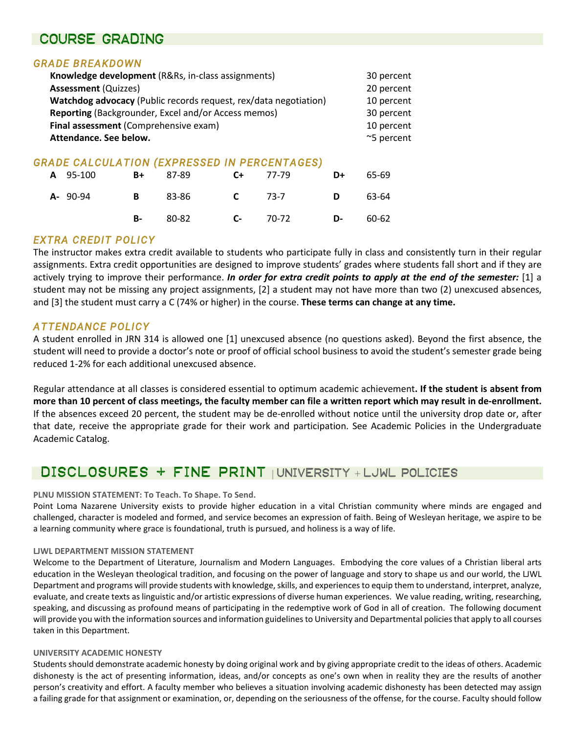## COURSE GRADING

### GRADE BREAKDOWN

| | |
|---|---|
| **Knowledge development** (R&Rs, in-class assignments) | 30 percent |
| **Assessment** (Quizzes) | 20 percent |
| **Watchdog advocacy** (Public records request, rex/data negotiation) | 10 percent |
| **Reporting** (Backgrounder, Excel and/or Access memos) | 30 percent |
| **Final assessment** (Comprehensive exam) | 10 percent |
| **Attendance. See below.** | ~5 percent |

### GRADE CALCULATION (EXPRESSED IN PERCENTAGES)

| | | | | | | | |
|---|---|---|---|---|---|---|---|
| **A** | 95-100 | **B+** | 87-89 | **C+** | 77-79 | **D+** | 65-69 |
| **A-** | 90-94 | **B** | 83-86 | **C** | 73-7 | **D** | 63-64 |
| | | **B-** | 80-82 | **C-** | 70-72 | **D-** | 60-62 |

### EXTRA CREDIT POLICY

The instructor makes extra credit available to students who participate fully in class and consistently turn in their regular assignments. Extra credit opportunities are designed to improve students' grades where students fall short and if they are actively trying to improve their performance. ***In order for extra credit points to apply at the end of the semester:*** [1] a student may not be missing any project assignments, [2] a student may not have more than two (2) unexcused absences, and [3] the student must carry a C (74% or higher) in the course. **These terms can change at any time.**

### ATTENDANCE POLICY

A student enrolled in JRN 314 is allowed one [1] unexcused absence (no questions asked). Beyond the first absence, the student will need to provide a doctor's note or proof of official school business to avoid the student's semester grade being reduced 1-2% for each additional unexcused absence.

Regular attendance at all classes is considered essential to optimum academic achievement**. If the student is absent from more than 10 percent of class meetings, the faculty member can file a written report which may result in de-enrollment.** If the absences exceed 20 percent, the student may be de-enrolled without notice until the university drop date or, after that date, receive the appropriate grade for their work and participation. See Academic Policies in the Undergraduate Academic Catalog.

## DISCLOSURES + FINE PRINT | UNIVERSITY + LJWL POLICIES

**PLNU MISSION STATEMENT: To Teach. To Shape. To Send.**

Point Loma Nazarene University exists to provide higher education in a vital Christian community where minds are engaged and challenged, character is modeled and formed, and service becomes an expression of faith. Being of Wesleyan heritage, we aspire to be a learning community where grace is foundational, truth is pursued, and holiness is a way of life.

**LJWL DEPARTMENT MISSION STATEMENT**

Welcome to the Department of Literature, Journalism and Modern Languages. Embodying the core values of a Christian liberal arts education in the Wesleyan theological tradition, and focusing on the power of language and story to shape us and our world, the LJWL Department and programs will provide students with knowledge, skills, and experiences to equip them to understand, interpret, analyze, evaluate, and create texts as linguistic and/or artistic expressions of diverse human experiences. We value reading, writing, researching, speaking, and discussing as profound means of participating in the redemptive work of God in all of creation. The following document will provide you with the information sources and information guidelines to University and Departmental policies that apply to all courses taken in this Department.

**UNIVERSITY ACADEMIC HONESTY**

Students should demonstrate academic honesty by doing original work and by giving appropriate credit to the ideas of others. Academic dishonesty is the act of presenting information, ideas, and/or concepts as one's own when in reality they are the results of another person's creativity and effort. A faculty member who believes a situation involving academic dishonesty has been detected may assign a failing grade for that assignment or examination, or, depending on the seriousness of the offense, for the course. Faculty should follow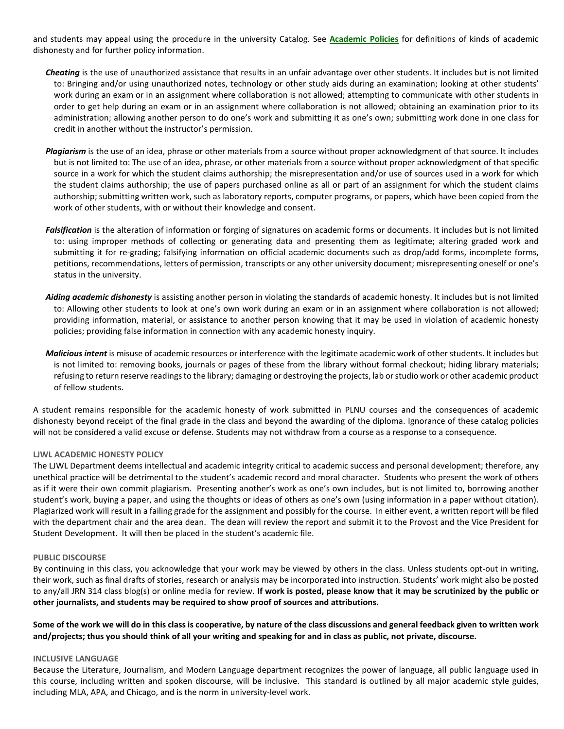and students may appeal using the procedure in the university Catalog. See **Academic Policies** for definitions of kinds of academic dishonesty and for further policy information.

***Cheating*** is the use of unauthorized assistance that results in an unfair advantage over other students. It includes but is not limited to: Bringing and/or using unauthorized notes, technology or other study aids during an examination; looking at other students' work during an exam or in an assignment where collaboration is not allowed; attempting to communicate with other students in order to get help during an exam or in an assignment where collaboration is not allowed; obtaining an examination prior to its administration; allowing another person to do one's work and submitting it as one's own; submitting work done in one class for credit in another without the instructor's permission.

***Plagiarism*** is the use of an idea, phrase or other materials from a source without proper acknowledgment of that source. It includes but is not limited to: The use of an idea, phrase, or other materials from a source without proper acknowledgment of that specific source in a work for which the student claims authorship; the misrepresentation and/or use of sources used in a work for which the student claims authorship; the use of papers purchased online as all or part of an assignment for which the student claims authorship; submitting written work, such as laboratory reports, computer programs, or papers, which have been copied from the work of other students, with or without their knowledge and consent.

***Falsification*** is the alteration of information or forging of signatures on academic forms or documents. It includes but is not limited to: using improper methods of collecting or generating data and presenting them as legitimate; altering graded work and submitting it for re-grading; falsifying information on official academic documents such as drop/add forms, incomplete forms, petitions, recommendations, letters of permission, transcripts or any other university document; misrepresenting oneself or one's status in the university.

***Aiding academic dishonesty*** is assisting another person in violating the standards of academic honesty. It includes but is not limited to: Allowing other students to look at one's own work during an exam or in an assignment where collaboration is not allowed; providing information, material, or assistance to another person knowing that it may be used in violation of academic honesty policies; providing false information in connection with any academic honesty inquiry.

***Malicious intent*** is misuse of academic resources or interference with the legitimate academic work of other students. It includes but is not limited to: removing books, journals or pages of these from the library without formal checkout; hiding library materials; refusing to return reserve readings to the library; damaging or destroying the projects, lab or studio work or other academic product of fellow students.

A student remains responsible for the academic honesty of work submitted in PLNU courses and the consequences of academic dishonesty beyond receipt of the final grade in the class and beyond the awarding of the diploma. Ignorance of these catalog policies will not be considered a valid excuse or defense. Students may not withdraw from a course as a response to a consequence.

#### LJWL ACADEMIC HONESTY POLICY

The LJWL Department deems intellectual and academic integrity critical to academic success and personal development; therefore, any unethical practice will be detrimental to the student's academic record and moral character. Students who present the work of others as if it were their own commit plagiarism. Presenting another's work as one's own includes, but is not limited to, borrowing another student's work, buying a paper, and using the thoughts or ideas of others as one's own (using information in a paper without citation). Plagiarized work will result in a failing grade for the assignment and possibly for the course. In either event, a written report will be filed with the department chair and the area dean. The dean will review the report and submit it to the Provost and the Vice President for Student Development. It will then be placed in the student's academic file.

#### PUBLIC DISCOURSE

By continuing in this class, you acknowledge that your work may be viewed by others in the class. Unless students opt-out in writing, their work, such as final drafts of stories, research or analysis may be incorporated into instruction. Students' work might also be posted to any/all JRN 314 class blog(s) or online media for review. **If work is posted, please know that it may be scrutinized by the public or other journalists, and students may be required to show proof of sources and attributions.**

**Some of the work we will do in this class is cooperative, by nature of the class discussions and general feedback given to written work and/projects; thus you should think of all your writing and speaking for and in class as public, not private, discourse.**

#### INCLUSIVE LANGUAGE

Because the Literature, Journalism, and Modern Language department recognizes the power of language, all public language used in this course, including written and spoken discourse, will be inclusive. This standard is outlined by all major academic style guides, including MLA, APA, and Chicago, and is the norm in university-level work.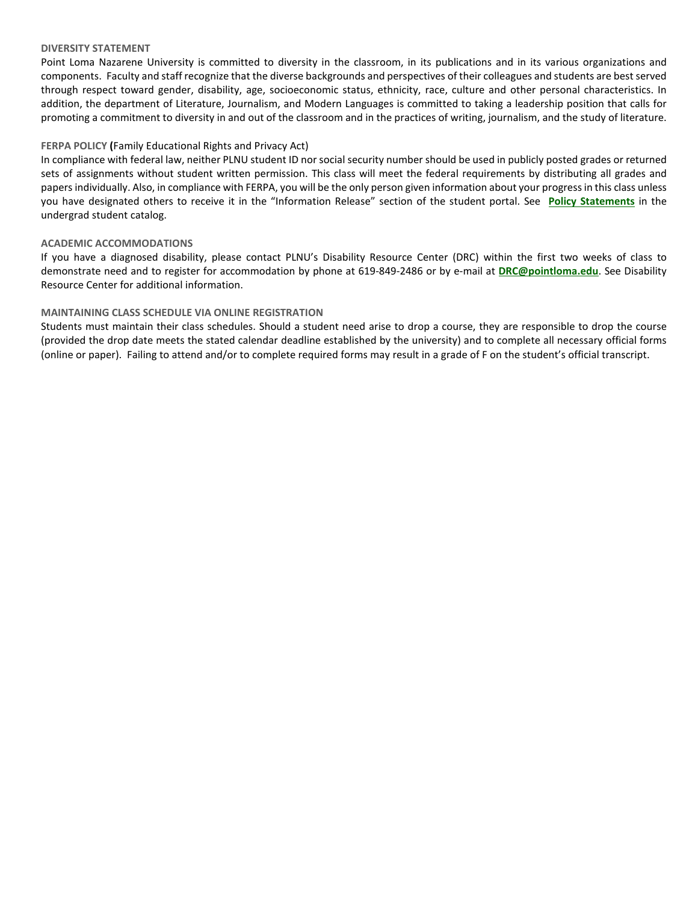### DIVERSITY STATEMENT

Point Loma Nazarene University is committed to diversity in the classroom, in its publications and in its various organizations and components. Faculty and staff recognize that the diverse backgrounds and perspectives of their colleagues and students are best served through respect toward gender, disability, age, socioeconomic status, ethnicity, race, culture and other personal characteristics. In addition, the department of Literature, Journalism, and Modern Languages is committed to taking a leadership position that calls for promoting a commitment to diversity in and out of the classroom and in the practices of writing, journalism, and the study of literature.

### FERPA POLICY (Family Educational Rights and Privacy Act)

In compliance with federal law, neither PLNU student ID nor social security number should be used in publicly posted grades or returned sets of assignments without student written permission. This class will meet the federal requirements by distributing all grades and papers individually. Also, in compliance with FERPA, you will be the only person given information about your progress in this class unless you have designated others to receive it in the "Information Release" section of the student portal. See **Policy Statements** in the undergrad student catalog.

### ACADEMIC ACCOMMODATIONS

If you have a diagnosed disability, please contact PLNU's Disability Resource Center (DRC) within the first two weeks of class to demonstrate need and to register for accommodation by phone at 619-849-2486 or by e-mail at **DRC@pointloma.edu**. See Disability Resource Center for additional information.

### MAINTAINING CLASS SCHEDULE VIA ONLINE REGISTRATION

Students must maintain their class schedules. Should a student need arise to drop a course, they are responsible to drop the course (provided the drop date meets the stated calendar deadline established by the university) and to complete all necessary official forms (online or paper). Failing to attend and/or to complete required forms may result in a grade of F on the student's official transcript.